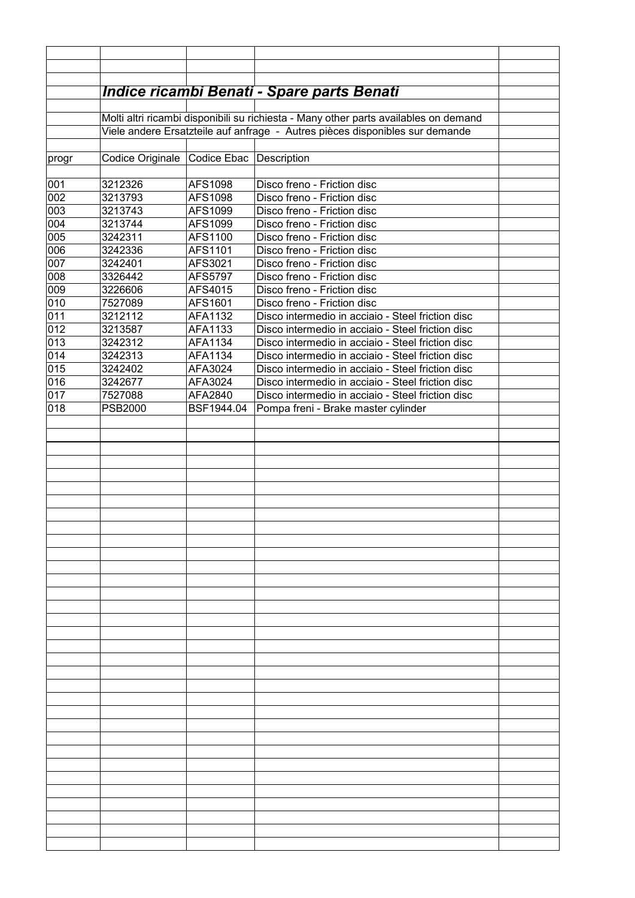## *Indice ricambi Benati - Spare parts Benati*

Molti altri ricambi disponibili su richiesta - Many other parts availables on demand

Viele andere Ersatzteile auf anfrage - Autres pièces disponibles sur demande

| progr | Codice Originale | Codice Ebac | Description |
|---|---|---|---|
| 001 | 3212326 | AFS1098 | Disco freno - Friction disc |
| 002 | 3213793 | AFS1098 | Disco freno - Friction disc |
| 003 | 3213743 | AFS1099 | Disco freno - Friction disc |
| 004 | 3213744 | AFS1099 | Disco freno - Friction disc |
| 005 | 3242311 | AFS1100 | Disco freno - Friction disc |
| 006 | 3242336 | AFS1101 | Disco freno - Friction disc |
| 007 | 3242401 | AFS3021 | Disco freno - Friction disc |
| 008 | 3326442 | AFS5797 | Disco freno - Friction disc |
| 009 | 3226606 | AFS4015 | Disco freno - Friction disc |
| 010 | 7527089 | AFS1601 | Disco freno - Friction disc |
| 011 | 3212112 | AFA1132 | Disco intermedio in acciaio - Steel friction disc |
| 012 | 3213587 | AFA1133 | Disco intermedio in acciaio - Steel friction disc |
| 013 | 3242312 | AFA1134 | Disco intermedio in acciaio - Steel friction disc |
| 014 | 3242313 | AFA1134 | Disco intermedio in acciaio - Steel friction disc |
| 015 | 3242402 | AFA3024 | Disco intermedio in acciaio - Steel friction disc |
| 016 | 3242677 | AFA3024 | Disco intermedio in acciaio - Steel friction disc |
| 017 | 7527088 | AFA2840 | Disco intermedio in acciaio - Steel friction disc |
| 018 | PSB2000 | BSF1944.04 | Pompa freni - Brake master cylinder |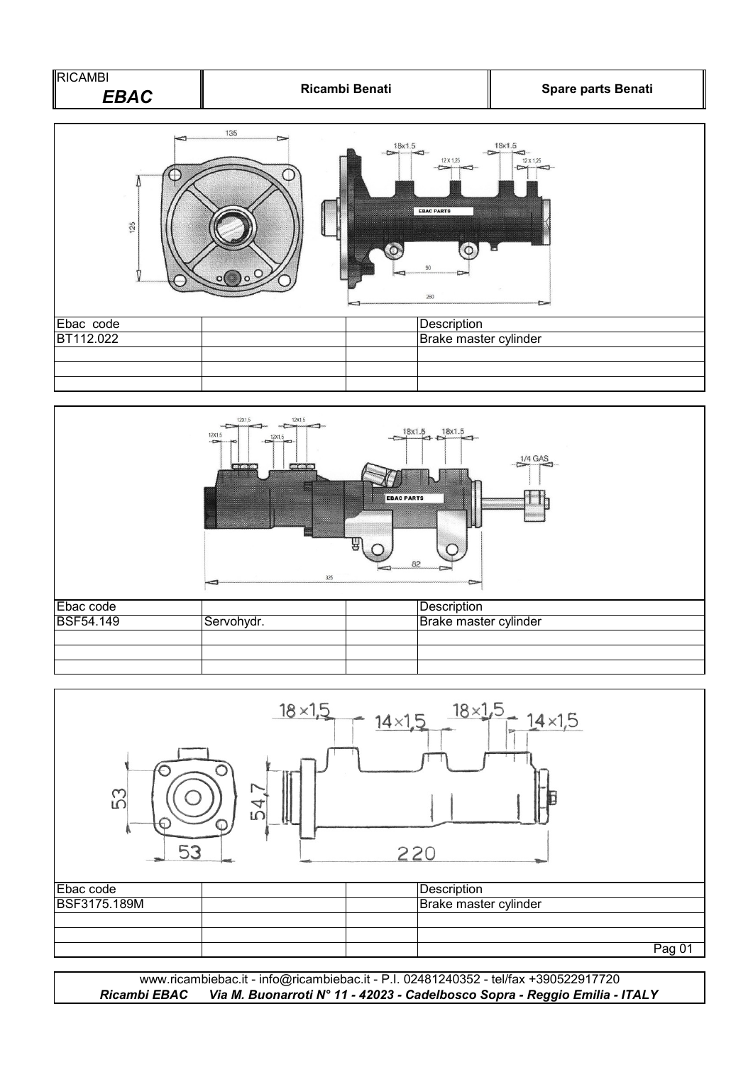| RICAMBI *EBAC* | **Ricambi Benati** | **Spare parts Benati** |
|---|---|---|

| Ebac code | | | Description |
|---|---|---|---|
| BT112.022 | | | Brake master cylinder |
| | | | |
| | | | |
| | | | |

| Ebac code | | | Description |
|---|---|---|---|
| BSF54.149 | Servohydr. | | Brake master cylinder |
| | | | |
| | | | |
| | | | |

| Ebac code | | | Description |
|---|---|---|---|
| BSF3175.189M | | | Brake master cylinder |
| | | | |
| | | | |

www.ricambiebac.it - info@ricambiebac.it - P.I. 02481240352 - tel/fax +390522917720
***Ricambi EBAC Via M. Buonarroti N° 11 - 42023 - Cadelbosco Sopra - Reggio Emilia - ITALY***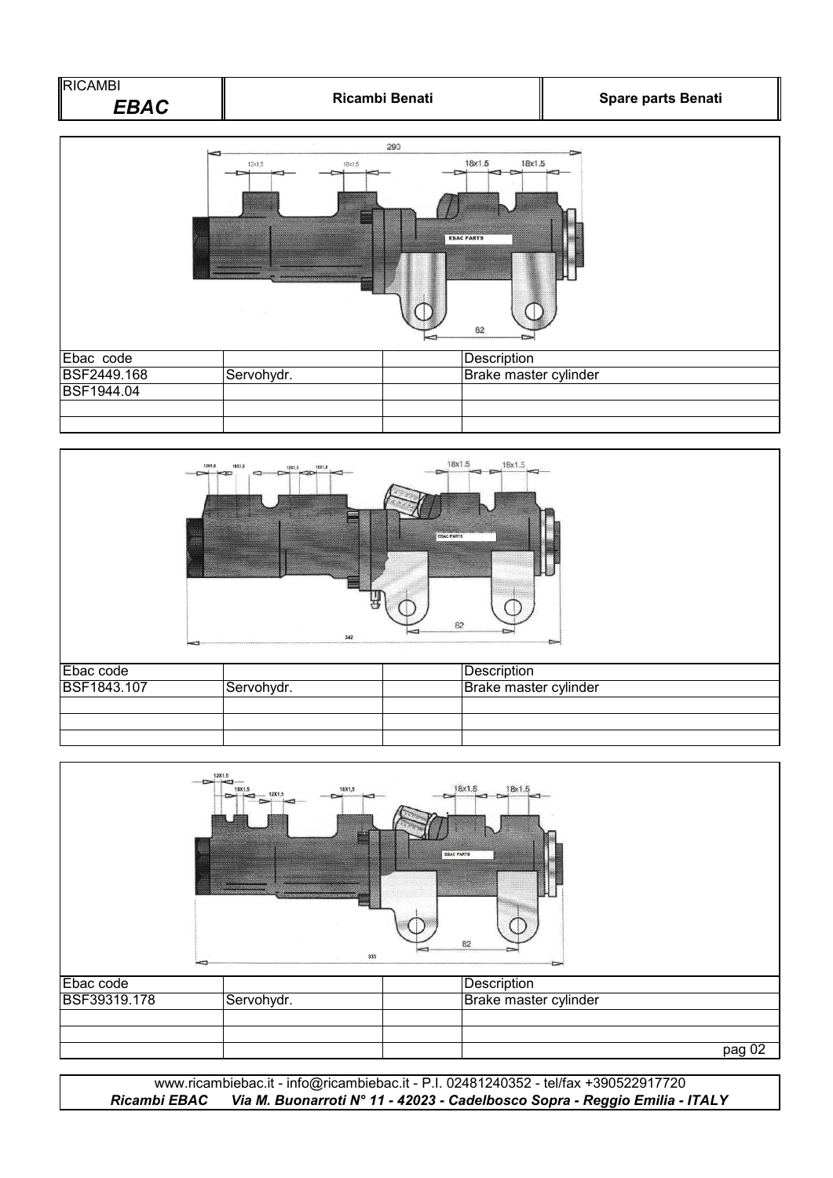| RICAMBI *EBAC* | **Ricambi Benati** | **Spare parts Benati** |
| --- | --- | --- |

290

12x1.5 18x1.5 18x1.5 18x1.5

EBAC PARTS

82

| Ebac code | | | Description |
| --- | --- | --- | --- |
| BSF2449.168 | Servohydr. | | Brake master cylinder |
| BSF1944.04 | | | |
| | | | |
| | | | |

12X1,5 18X1,5 12X1,5 18X1,5 18x1.5 18x1.5

EBAC PARTS

82

342

| Ebac code | | | Description |
| --- | --- | --- | --- |
| BSF1843.107 | Servohydr. | | Brake master cylinder |
| | | | |
| | | | |
| | | | |

12X1,5 18X1,5 12X1,5 18X1,5 18x1.5 18x1.5

EBAC PARTS

82

335

| Ebac code | | | Description |
| --- | --- | --- | --- |
| BSF39319.178 | Servohydr. | | Brake master cylinder |
| | | | |
| | | | |
| | | | |

www.ricambiebac.it - info@ricambiebac.it - P.I. 02481240352 - tel/fax +390522917720
***Ricambi EBAC Via M. Buonarroti N° 11 - 42023 - Cadelbosco Sopra - Reggio Emilia - ITALY***